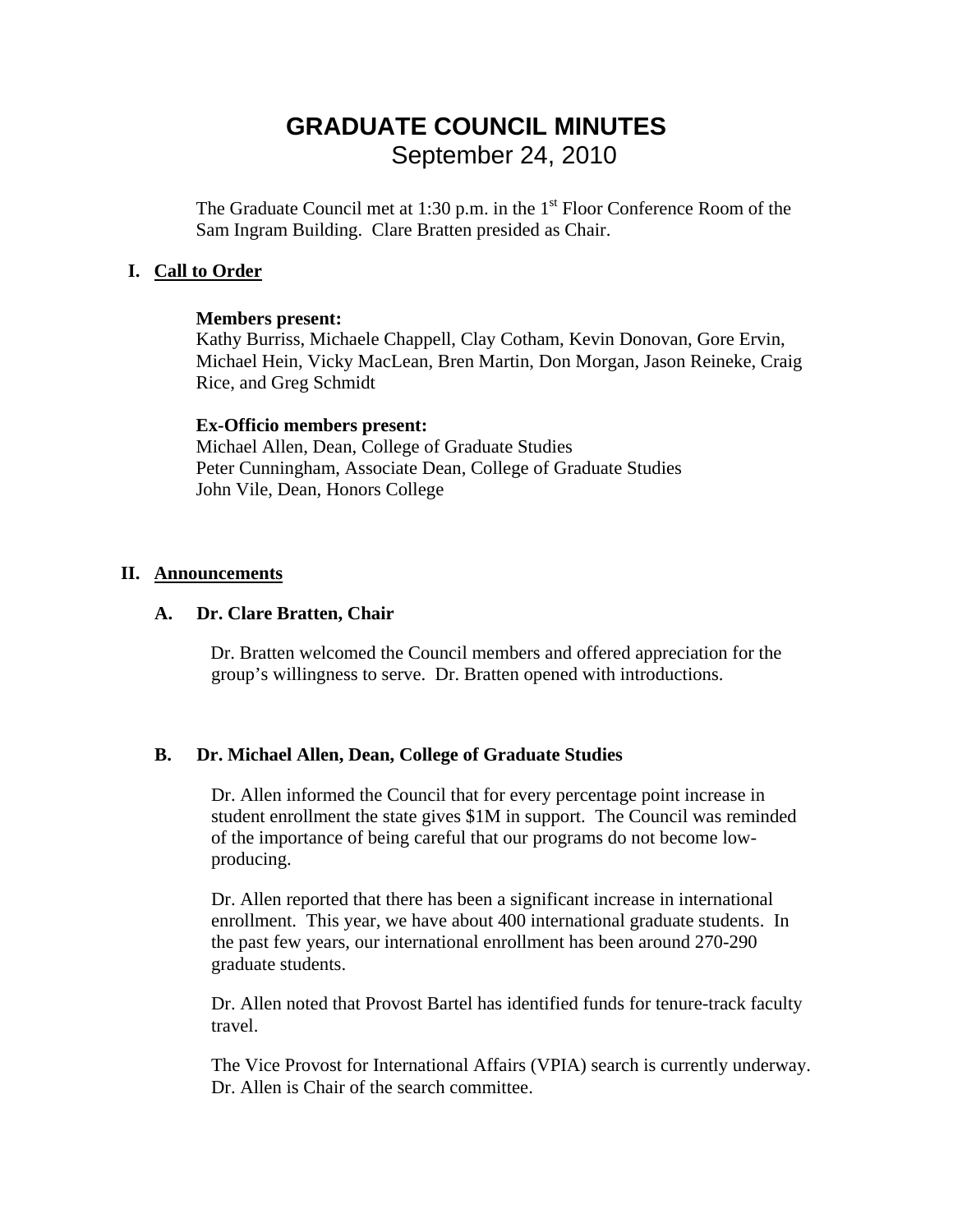# GRADUATE COUNCIL MINUTES

September 24, 2010

The Graduate Council met at 1:30 p.m. in the 1st Floor Conference Room of the Sam Ingram Building. Clare Bratten presided as Chair.

## I. Call to Order

**Members present:**
Kathy Burriss, Michaele Chappell, Clay Cotham, Kevin Donovan, Gore Ervin, Michael Hein, Vicky MacLean, Bren Martin, Don Morgan, Jason Reineke, Craig Rice, and Greg Schmidt

**Ex-Officio members present:**
Michael Allen, Dean, College of Graduate Studies
Peter Cunningham, Associate Dean, College of Graduate Studies
John Vile, Dean, Honors College

## II. Announcements

### A. Dr. Clare Bratten, Chair

Dr. Bratten welcomed the Council members and offered appreciation for the group's willingness to serve. Dr. Bratten opened with introductions.

### B. Dr. Michael Allen, Dean, College of Graduate Studies

Dr. Allen informed the Council that for every percentage point increase in student enrollment the state gives $1M in support. The Council was reminded of the importance of being careful that our programs do not become low-producing.

Dr. Allen reported that there has been a significant increase in international enrollment. This year, we have about 400 international graduate students. In the past few years, our international enrollment has been around 270-290 graduate students.

Dr. Allen noted that Provost Bartel has identified funds for tenure-track faculty travel.

The Vice Provost for International Affairs (VPIA) search is currently underway. Dr. Allen is Chair of the search committee.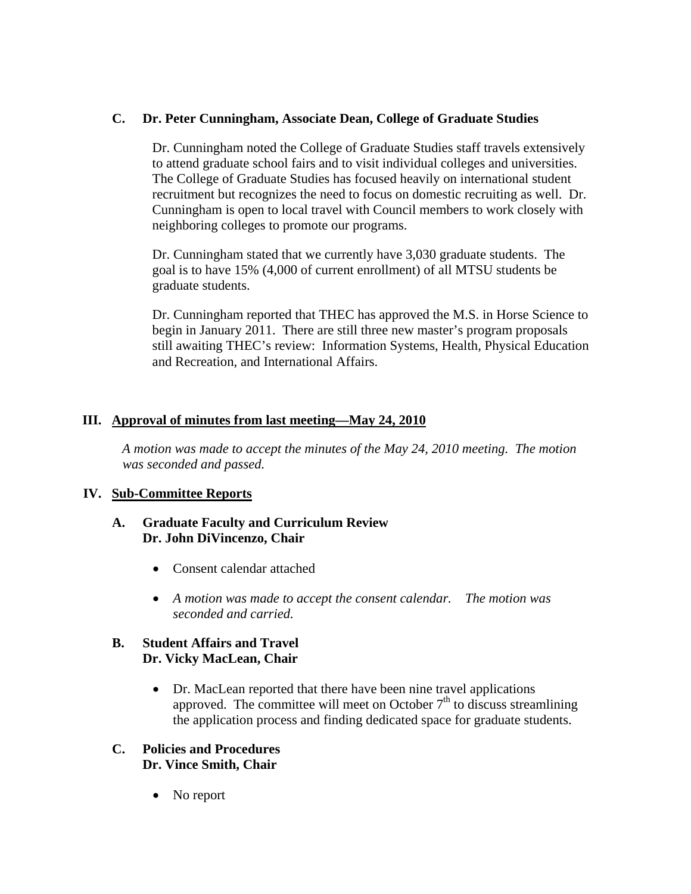### C. Dr. Peter Cunningham, Associate Dean, College of Graduate Studies

Dr. Cunningham noted the College of Graduate Studies staff travels extensively to attend graduate school fairs and to visit individual colleges and universities. The College of Graduate Studies has focused heavily on international student recruitment but recognizes the need to focus on domestic recruiting as well. Dr. Cunningham is open to local travel with Council members to work closely with neighboring colleges to promote our programs.

Dr. Cunningham stated that we currently have 3,030 graduate students. The goal is to have 15% (4,000 of current enrollment) of all MTSU students be graduate students.

Dr. Cunningham reported that THEC has approved the M.S. in Horse Science to begin in January 2011. There are still three new master's program proposals still awaiting THEC's review: Information Systems, Health, Physical Education and Recreation, and International Affairs.

## III. Approval of minutes from last meeting—May 24, 2010

*A motion was made to accept the minutes of the May 24, 2010 meeting. The motion was seconded and passed.*

## IV. Sub-Committee Reports

### A. Graduate Faculty and Curriculum Review
**Dr. John DiVincenzo, Chair**

- Consent calendar attached
- *A motion was made to accept the consent calendar. The motion was seconded and carried.*

### B. Student Affairs and Travel
**Dr. Vicky MacLean, Chair**

- Dr. MacLean reported that there have been nine travel applications approved. The committee will meet on October 7th to discuss streamlining the application process and finding dedicated space for graduate students.

### C. Policies and Procedures
**Dr. Vince Smith, Chair**

- No report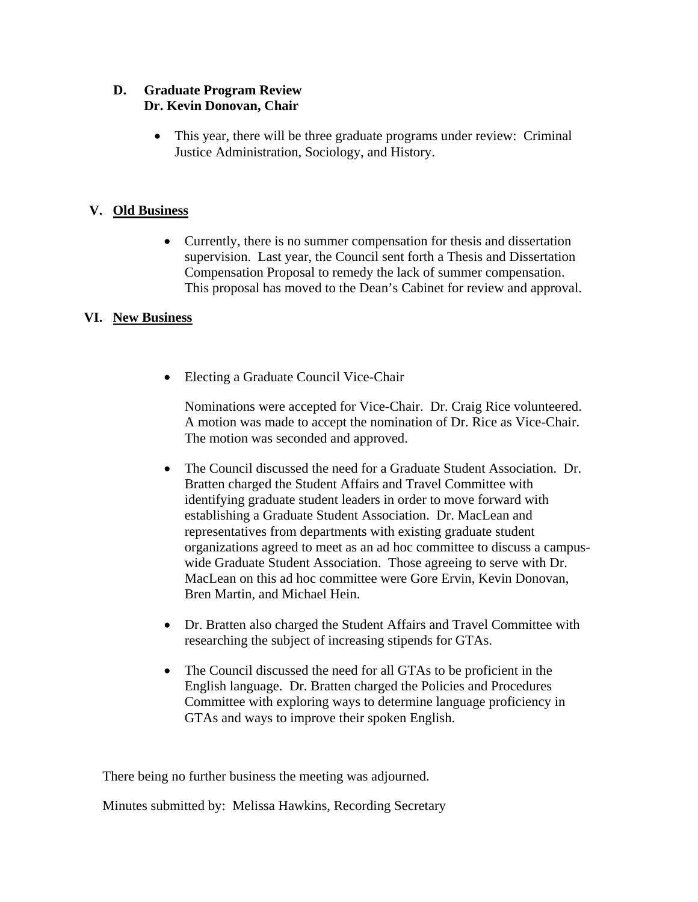### D. Graduate Program Review
### Dr. Kevin Donovan, Chair

- This year, there will be three graduate programs under review: Criminal Justice Administration, Sociology, and History.

## V. Old Business

- Currently, there is no summer compensation for thesis and dissertation supervision. Last year, the Council sent forth a Thesis and Dissertation Compensation Proposal to remedy the lack of summer compensation. This proposal has moved to the Dean's Cabinet for review and approval.

## VI. New Business

- Electing a Graduate Council Vice-Chair

  Nominations were accepted for Vice-Chair. Dr. Craig Rice volunteered. A motion was made to accept the nomination of Dr. Rice as Vice-Chair. The motion was seconded and approved.

- The Council discussed the need for a Graduate Student Association. Dr. Bratten charged the Student Affairs and Travel Committee with identifying graduate student leaders in order to move forward with establishing a Graduate Student Association. Dr. MacLean and representatives from departments with existing graduate student organizations agreed to meet as an ad hoc committee to discuss a campus-wide Graduate Student Association. Those agreeing to serve with Dr. MacLean on this ad hoc committee were Gore Ervin, Kevin Donovan, Bren Martin, and Michael Hein.

- Dr. Bratten also charged the Student Affairs and Travel Committee with researching the subject of increasing stipends for GTAs.

- The Council discussed the need for all GTAs to be proficient in the English language. Dr. Bratten charged the Policies and Procedures Committee with exploring ways to determine language proficiency in GTAs and ways to improve their spoken English.

There being no further business the meeting was adjourned.

Minutes submitted by: Melissa Hawkins, Recording Secretary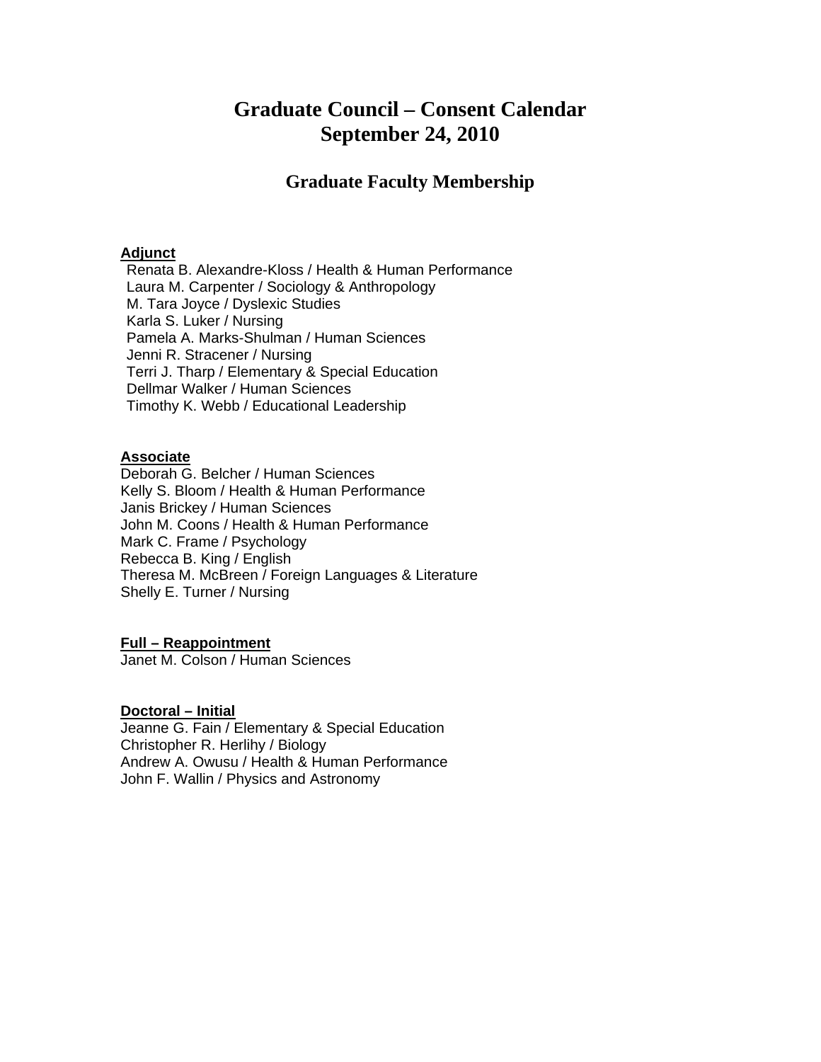# Graduate Council – Consent Calendar
# September 24, 2010

## Graduate Faculty Membership

**Adjunct**

Renata B. Alexandre-Kloss / Health & Human Performance
Laura M. Carpenter / Sociology & Anthropology
M. Tara Joyce / Dyslexic Studies
Karla S. Luker / Nursing
Pamela A. Marks-Shulman / Human Sciences
Jenni R. Stracener / Nursing
Terri J. Tharp / Elementary & Special Education
Dellmar Walker / Human Sciences
Timothy K. Webb / Educational Leadership

**Associate**

Deborah G. Belcher / Human Sciences
Kelly S. Bloom / Health & Human Performance
Janis Brickey / Human Sciences
John M. Coons / Health & Human Performance
Mark C. Frame / Psychology
Rebecca B. King / English
Theresa M. McBreen / Foreign Languages & Literature
Shelly E. Turner / Nursing

**Full – Reappointment**

Janet M. Colson / Human Sciences

**Doctoral – Initial**

Jeanne G. Fain / Elementary & Special Education
Christopher R. Herlihy / Biology
Andrew A. Owusu / Health & Human Performance
John F. Wallin / Physics and Astronomy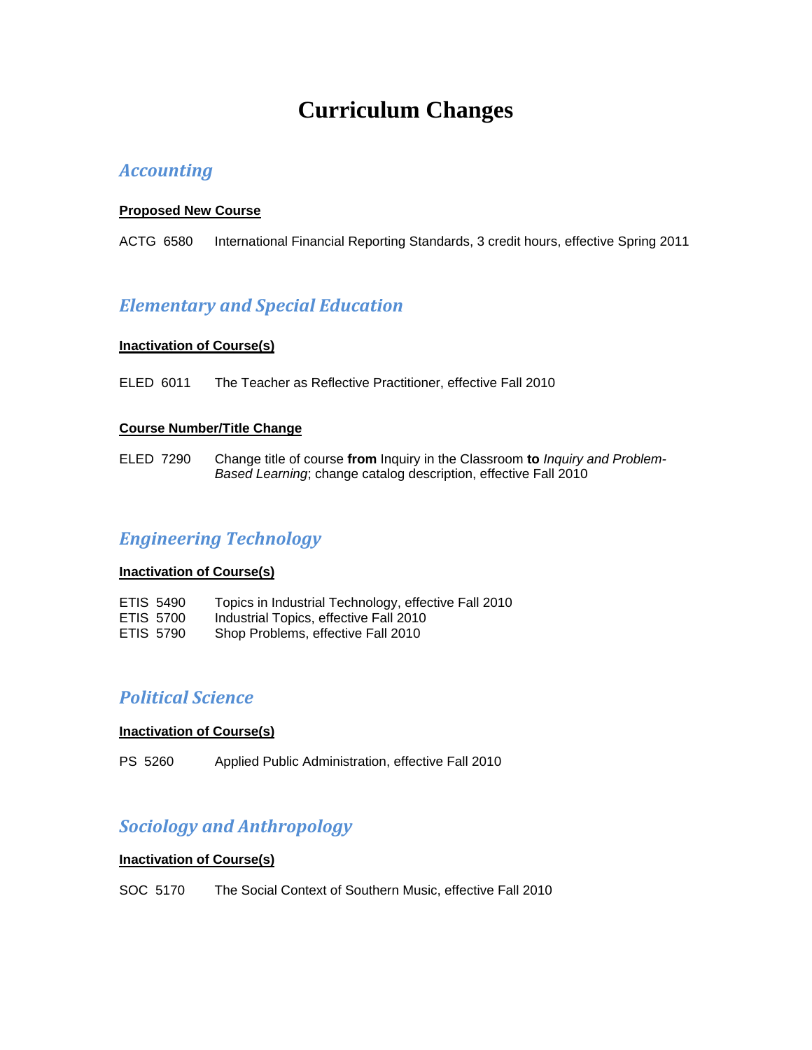# Curriculum Changes

## *Accounting*

**Proposed New Course**

ACTG 6580 International Financial Reporting Standards, 3 credit hours, effective Spring 2011

## *Elementary and Special Education*

**Inactivation of Course(s)**

ELED 6011 The Teacher as Reflective Practitioner, effective Fall 2010

**Course Number/Title Change**

ELED 7290 Change title of course **from** Inquiry in the Classroom **to** *Inquiry and Problem-Based Learning*; change catalog description, effective Fall 2010

## *Engineering Technology*

**Inactivation of Course(s)**

ETIS 5490 Topics in Industrial Technology, effective Fall 2010
ETIS 5700 Industrial Topics, effective Fall 2010
ETIS 5790 Shop Problems, effective Fall 2010

## *Political Science*

**Inactivation of Course(s)**

PS 5260 Applied Public Administration, effective Fall 2010

## *Sociology and Anthropology*

**Inactivation of Course(s)**

SOC 5170 The Social Context of Southern Music, effective Fall 2010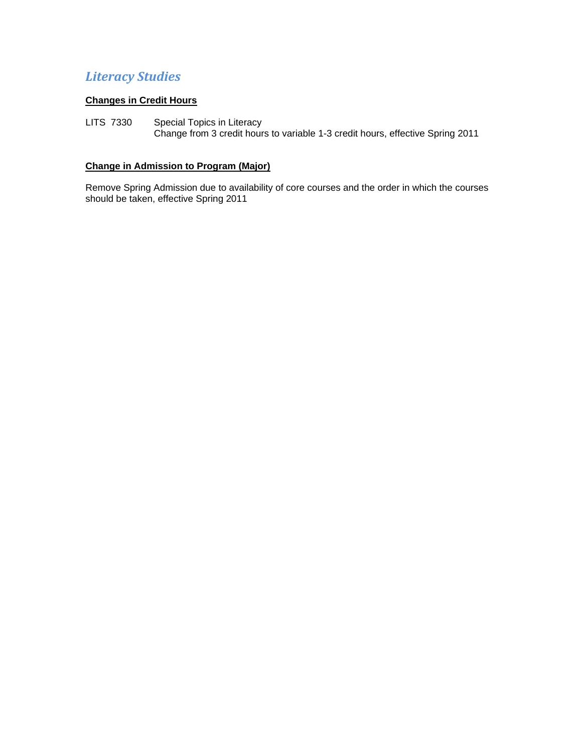## *Literacy Studies*

**Changes in Credit Hours**

LITS 7330 Special Topics in Literacy
Change from 3 credit hours to variable 1-3 credit hours, effective Spring 2011

**Change in Admission to Program (Major)**

Remove Spring Admission due to availability of core courses and the order in which the courses should be taken, effective Spring 2011